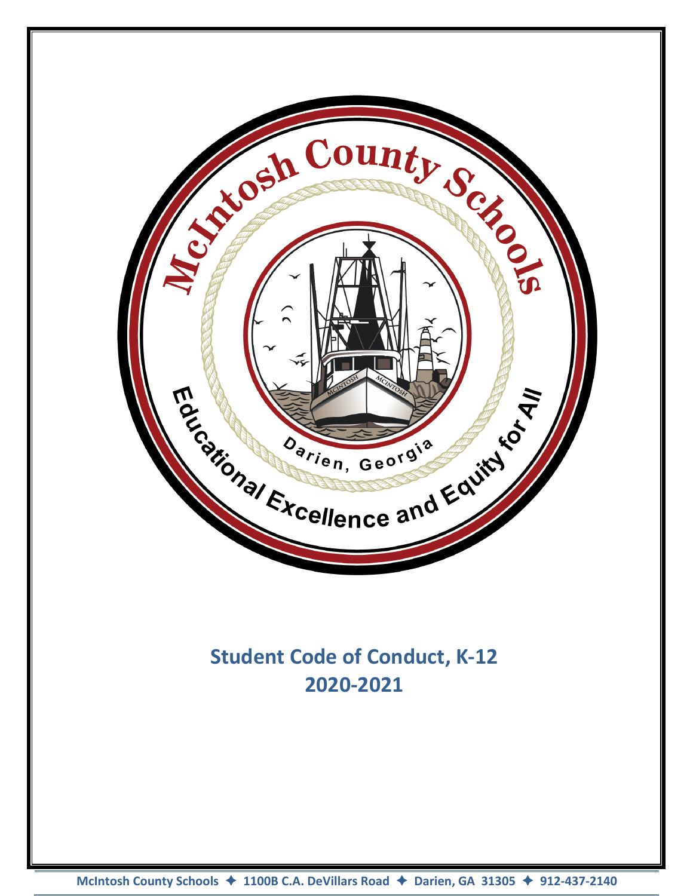McIntosh County Schools

Darien, Georgia

Educational Excellence and Equity for All

# Student Code of Conduct, K-12
# 2020-2021

McIntosh County Schools ✦ 1100B C.A. DeVillars Road ✦ Darien, GA 31305 ✦ 912-437-2140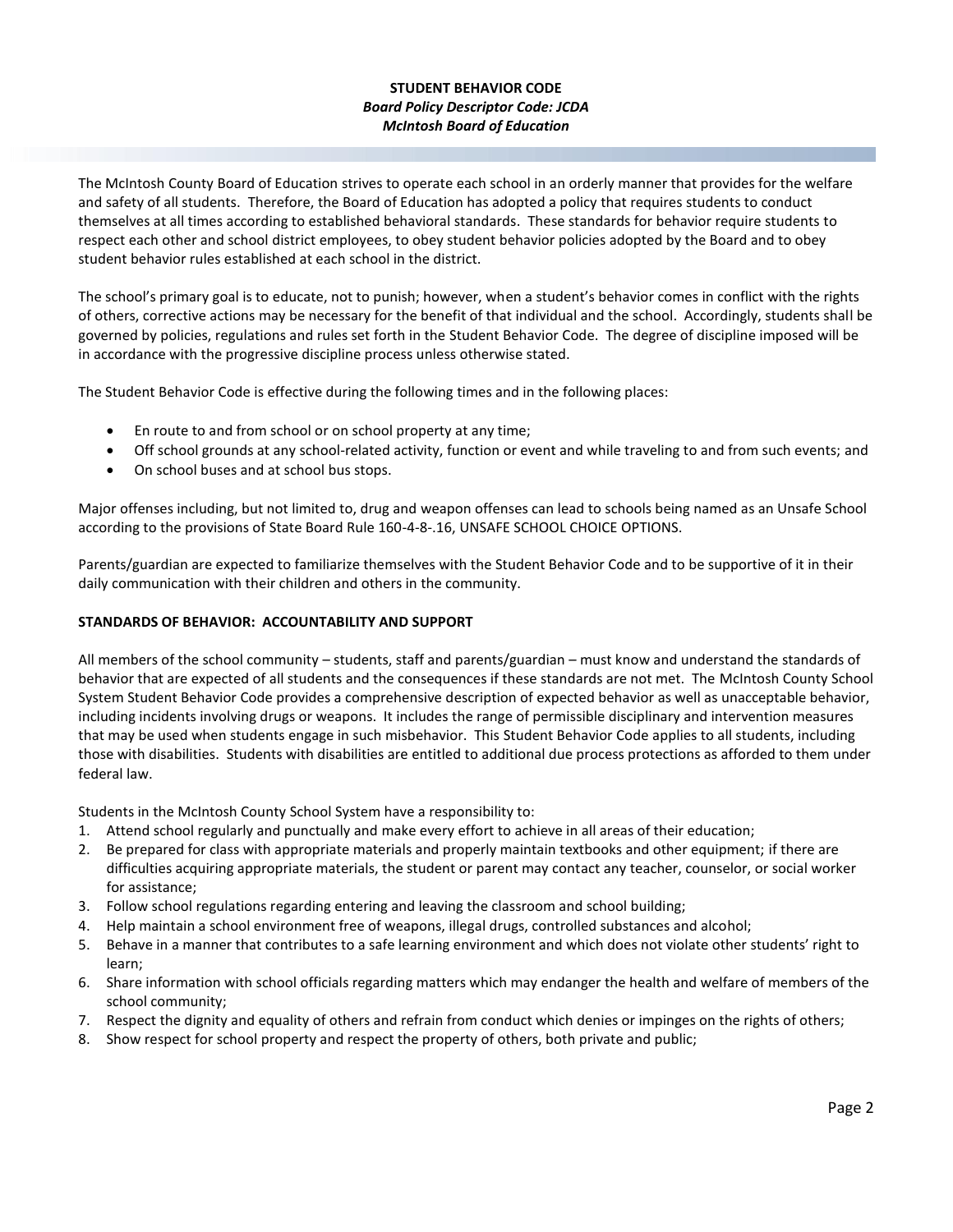**STUDENT BEHAVIOR CODE**
***Board Policy Descriptor Code: JCDA***
***McIntosh Board of Education***

The McIntosh County Board of Education strives to operate each school in an orderly manner that provides for the welfare and safety of all students. Therefore, the Board of Education has adopted a policy that requires students to conduct themselves at all times according to established behavioral standards. These standards for behavior require students to respect each other and school district employees, to obey student behavior policies adopted by the Board and to obey student behavior rules established at each school in the district.

The school's primary goal is to educate, not to punish; however, when a student's behavior comes in conflict with the rights of others, corrective actions may be necessary for the benefit of that individual and the school. Accordingly, students shall be governed by policies, regulations and rules set forth in the Student Behavior Code. The degree of discipline imposed will be in accordance with the progressive discipline process unless otherwise stated.

The Student Behavior Code is effective during the following times and in the following places:

- En route to and from school or on school property at any time;
- Off school grounds at any school-related activity, function or event and while traveling to and from such events; and
- On school buses and at school bus stops.

Major offenses including, but not limited to, drug and weapon offenses can lead to schools being named as an Unsafe School according to the provisions of State Board Rule 160-4-8-.16, UNSAFE SCHOOL CHOICE OPTIONS.

Parents/guardian are expected to familiarize themselves with the Student Behavior Code and to be supportive of it in their daily communication with their children and others in the community.

**STANDARDS OF BEHAVIOR: ACCOUNTABILITY AND SUPPORT**

All members of the school community – students, staff and parents/guardian – must know and understand the standards of behavior that are expected of all students and the consequences if these standards are not met. The McIntosh County School System Student Behavior Code provides a comprehensive description of expected behavior as well as unacceptable behavior, including incidents involving drugs or weapons. It includes the range of permissible disciplinary and intervention measures that may be used when students engage in such misbehavior. This Student Behavior Code applies to all students, including those with disabilities. Students with disabilities are entitled to additional due process protections as afforded to them under federal law.

Students in the McIntosh County School System have a responsibility to:

1. Attend school regularly and punctually and make every effort to achieve in all areas of their education;
2. Be prepared for class with appropriate materials and properly maintain textbooks and other equipment; if there are difficulties acquiring appropriate materials, the student or parent may contact any teacher, counselor, or social worker for assistance;
3. Follow school regulations regarding entering and leaving the classroom and school building;
4. Help maintain a school environment free of weapons, illegal drugs, controlled substances and alcohol;
5. Behave in a manner that contributes to a safe learning environment and which does not violate other students' right to learn;
6. Share information with school officials regarding matters which may endanger the health and welfare of members of the school community;
7. Respect the dignity and equality of others and refrain from conduct which denies or impinges on the rights of others;
8. Show respect for school property and respect the property of others, both private and public;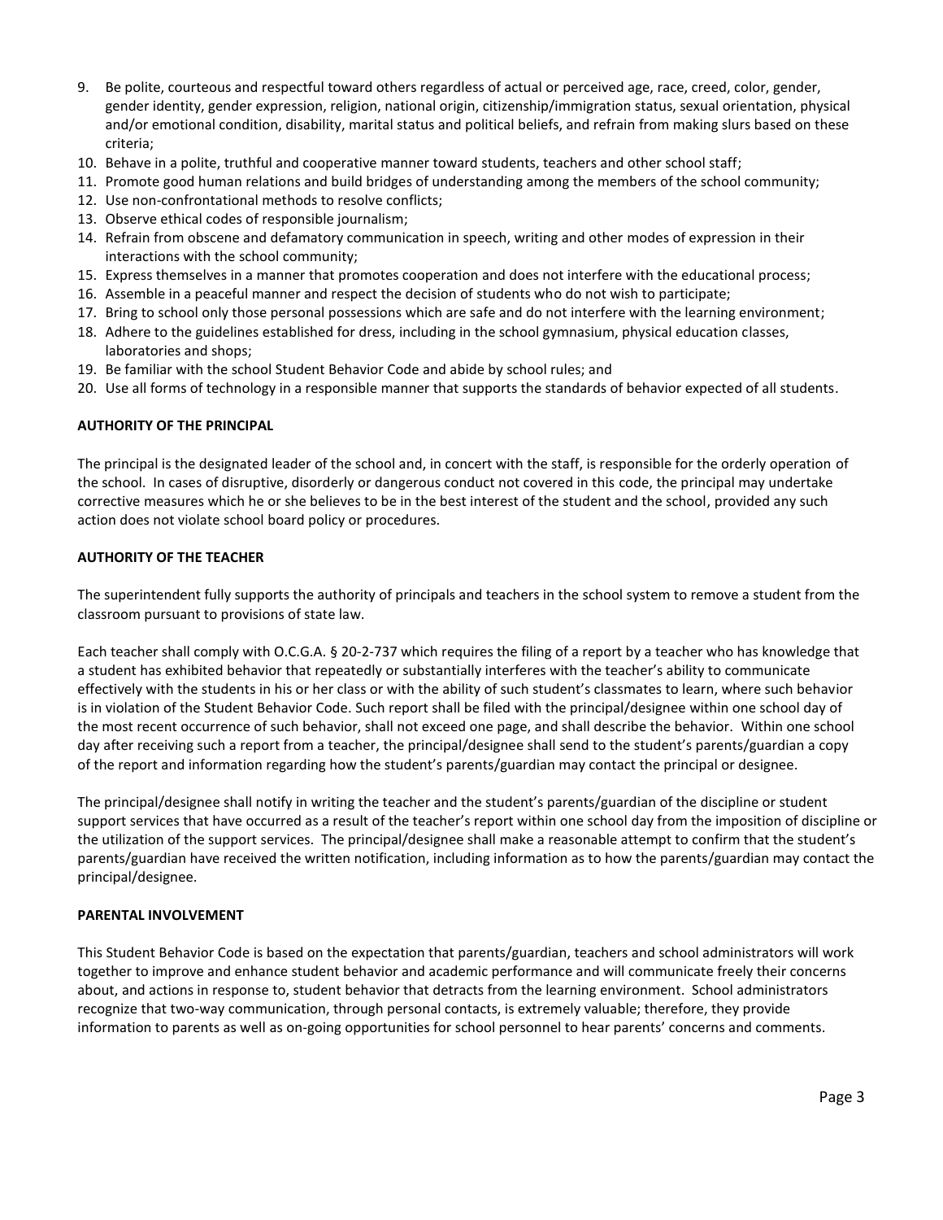9. Be polite, courteous and respectful toward others regardless of actual or perceived age, race, creed, color, gender, gender identity, gender expression, religion, national origin, citizenship/immigration status, sexual orientation, physical and/or emotional condition, disability, marital status and political beliefs, and refrain from making slurs based on these criteria;
10. Behave in a polite, truthful and cooperative manner toward students, teachers and other school staff;
11. Promote good human relations and build bridges of understanding among the members of the school community;
12. Use non-confrontational methods to resolve conflicts;
13. Observe ethical codes of responsible journalism;
14. Refrain from obscene and defamatory communication in speech, writing and other modes of expression in their interactions with the school community;
15. Express themselves in a manner that promotes cooperation and does not interfere with the educational process;
16. Assemble in a peaceful manner and respect the decision of students who do not wish to participate;
17. Bring to school only those personal possessions which are safe and do not interfere with the learning environment;
18. Adhere to the guidelines established for dress, including in the school gymnasium, physical education classes, laboratories and shops;
19. Be familiar with the school Student Behavior Code and abide by school rules; and
20. Use all forms of technology in a responsible manner that supports the standards of behavior expected of all students.

**AUTHORITY OF THE PRINCIPAL**

The principal is the designated leader of the school and, in concert with the staff, is responsible for the orderly operation of the school. In cases of disruptive, disorderly or dangerous conduct not covered in this code, the principal may undertake corrective measures which he or she believes to be in the best interest of the student and the school, provided any such action does not violate school board policy or procedures.

**AUTHORITY OF THE TEACHER**

The superintendent fully supports the authority of principals and teachers in the school system to remove a student from the classroom pursuant to provisions of state law.

Each teacher shall comply with O.C.G.A. § 20-2-737 which requires the filing of a report by a teacher who has knowledge that a student has exhibited behavior that repeatedly or substantially interferes with the teacher's ability to communicate effectively with the students in his or her class or with the ability of such student's classmates to learn, where such behavior is in violation of the Student Behavior Code. Such report shall be filed with the principal/designee within one school day of the most recent occurrence of such behavior, shall not exceed one page, and shall describe the behavior. Within one school day after receiving such a report from a teacher, the principal/designee shall send to the student's parents/guardian a copy of the report and information regarding how the student's parents/guardian may contact the principal or designee.

The principal/designee shall notify in writing the teacher and the student's parents/guardian of the discipline or student support services that have occurred as a result of the teacher's report within one school day from the imposition of discipline or the utilization of the support services. The principal/designee shall make a reasonable attempt to confirm that the student's parents/guardian have received the written notification, including information as to how the parents/guardian may contact the principal/designee.

**PARENTAL INVOLVEMENT**

This Student Behavior Code is based on the expectation that parents/guardian, teachers and school administrators will work together to improve and enhance student behavior and academic performance and will communicate freely their concerns about, and actions in response to, student behavior that detracts from the learning environment. School administrators recognize that two-way communication, through personal contacts, is extremely valuable; therefore, they provide information to parents as well as on-going opportunities for school personnel to hear parents' concerns and comments.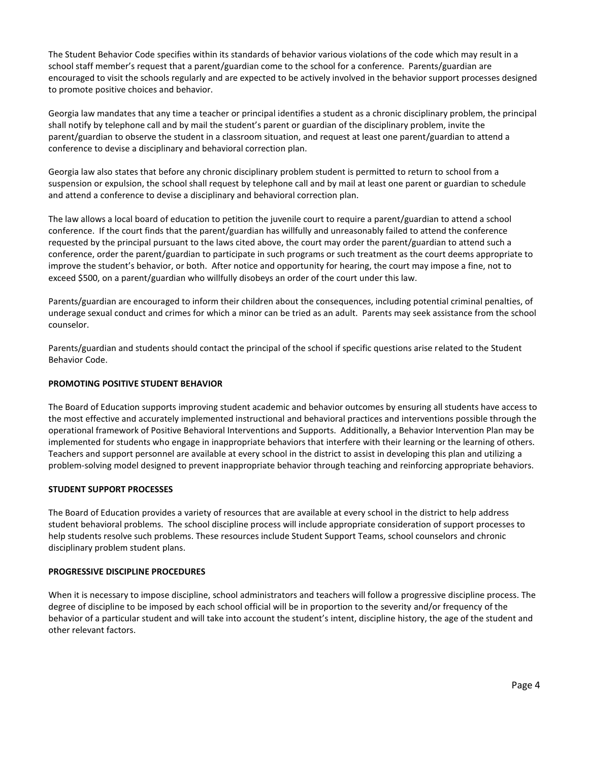The Student Behavior Code specifies within its standards of behavior various violations of the code which may result in a school staff member's request that a parent/guardian come to the school for a conference. Parents/guardian are encouraged to visit the schools regularly and are expected to be actively involved in the behavior support processes designed to promote positive choices and behavior.

Georgia law mandates that any time a teacher or principal identifies a student as a chronic disciplinary problem, the principal shall notify by telephone call and by mail the student's parent or guardian of the disciplinary problem, invite the parent/guardian to observe the student in a classroom situation, and request at least one parent/guardian to attend a conference to devise a disciplinary and behavioral correction plan.

Georgia law also states that before any chronic disciplinary problem student is permitted to return to school from a suspension or expulsion, the school shall request by telephone call and by mail at least one parent or guardian to schedule and attend a conference to devise a disciplinary and behavioral correction plan.

The law allows a local board of education to petition the juvenile court to require a parent/guardian to attend a school conference. If the court finds that the parent/guardian has willfully and unreasonably failed to attend the conference requested by the principal pursuant to the laws cited above, the court may order the parent/guardian to attend such a conference, order the parent/guardian to participate in such programs or such treatment as the court deems appropriate to improve the student's behavior, or both. After notice and opportunity for hearing, the court may impose a fine, not to exceed $500, on a parent/guardian who willfully disobeys an order of the court under this law.

Parents/guardian are encouraged to inform their children about the consequences, including potential criminal penalties, of underage sexual conduct and crimes for which a minor can be tried as an adult. Parents may seek assistance from the school counselor.

Parents/guardian and students should contact the principal of the school if specific questions arise related to the Student Behavior Code.

**PROMOTING POSITIVE STUDENT BEHAVIOR**

The Board of Education supports improving student academic and behavior outcomes by ensuring all students have access to the most effective and accurately implemented instructional and behavioral practices and interventions possible through the operational framework of Positive Behavioral Interventions and Supports. Additionally, a Behavior Intervention Plan may be implemented for students who engage in inappropriate behaviors that interfere with their learning or the learning of others. Teachers and support personnel are available at every school in the district to assist in developing this plan and utilizing a problem-solving model designed to prevent inappropriate behavior through teaching and reinforcing appropriate behaviors.

**STUDENT SUPPORT PROCESSES**

The Board of Education provides a variety of resources that are available at every school in the district to help address student behavioral problems. The school discipline process will include appropriate consideration of support processes to help students resolve such problems. These resources include Student Support Teams, school counselors and chronic disciplinary problem student plans.

**PROGRESSIVE DISCIPLINE PROCEDURES**

When it is necessary to impose discipline, school administrators and teachers will follow a progressive discipline process. The degree of discipline to be imposed by each school official will be in proportion to the severity and/or frequency of the behavior of a particular student and will take into account the student's intent, discipline history, the age of the student and other relevant factors.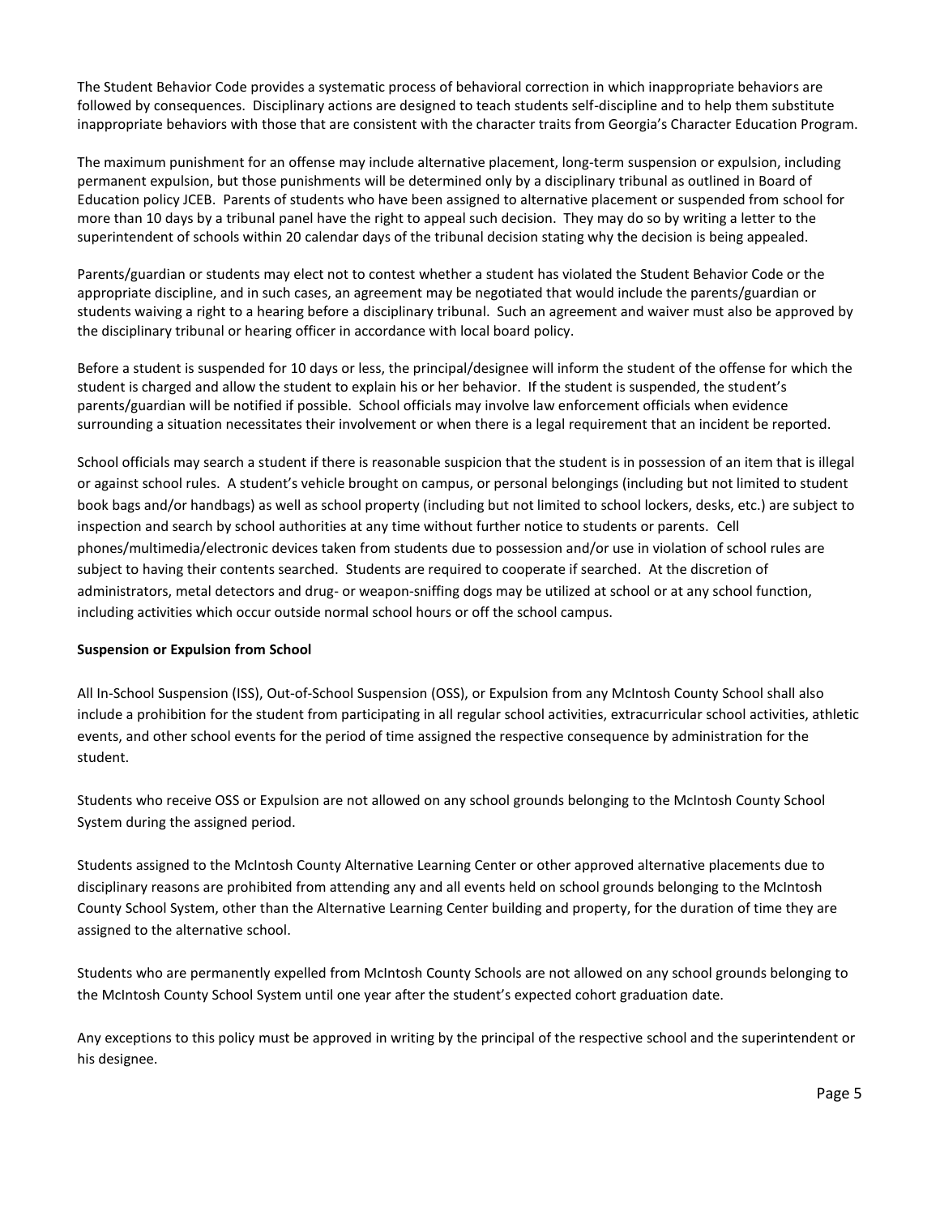The Student Behavior Code provides a systematic process of behavioral correction in which inappropriate behaviors are followed by consequences. Disciplinary actions are designed to teach students self-discipline and to help them substitute inappropriate behaviors with those that are consistent with the character traits from Georgia's Character Education Program.

The maximum punishment for an offense may include alternative placement, long-term suspension or expulsion, including permanent expulsion, but those punishments will be determined only by a disciplinary tribunal as outlined in Board of Education policy JCEB. Parents of students who have been assigned to alternative placement or suspended from school for more than 10 days by a tribunal panel have the right to appeal such decision. They may do so by writing a letter to the superintendent of schools within 20 calendar days of the tribunal decision stating why the decision is being appealed.

Parents/guardian or students may elect not to contest whether a student has violated the Student Behavior Code or the appropriate discipline, and in such cases, an agreement may be negotiated that would include the parents/guardian or students waiving a right to a hearing before a disciplinary tribunal. Such an agreement and waiver must also be approved by the disciplinary tribunal or hearing officer in accordance with local board policy.

Before a student is suspended for 10 days or less, the principal/designee will inform the student of the offense for which the student is charged and allow the student to explain his or her behavior. If the student is suspended, the student's parents/guardian will be notified if possible. School officials may involve law enforcement officials when evidence surrounding a situation necessitates their involvement or when there is a legal requirement that an incident be reported.

School officials may search a student if there is reasonable suspicion that the student is in possession of an item that is illegal or against school rules. A student's vehicle brought on campus, or personal belongings (including but not limited to student book bags and/or handbags) as well as school property (including but not limited to school lockers, desks, etc.) are subject to inspection and search by school authorities at any time without further notice to students or parents. Cell phones/multimedia/electronic devices taken from students due to possession and/or use in violation of school rules are subject to having their contents searched. Students are required to cooperate if searched. At the discretion of administrators, metal detectors and drug- or weapon-sniffing dogs may be utilized at school or at any school function, including activities which occur outside normal school hours or off the school campus.

**Suspension or Expulsion from School**

All In-School Suspension (ISS), Out-of-School Suspension (OSS), or Expulsion from any McIntosh County School shall also include a prohibition for the student from participating in all regular school activities, extracurricular school activities, athletic events, and other school events for the period of time assigned the respective consequence by administration for the student.

Students who receive OSS or Expulsion are not allowed on any school grounds belonging to the McIntosh County School System during the assigned period.

Students assigned to the McIntosh County Alternative Learning Center or other approved alternative placements due to disciplinary reasons are prohibited from attending any and all events held on school grounds belonging to the McIntosh County School System, other than the Alternative Learning Center building and property, for the duration of time they are assigned to the alternative school.

Students who are permanently expelled from McIntosh County Schools are not allowed on any school grounds belonging to the McIntosh County School System until one year after the student's expected cohort graduation date.

Any exceptions to this policy must be approved in writing by the principal of the respective school and the superintendent or his designee.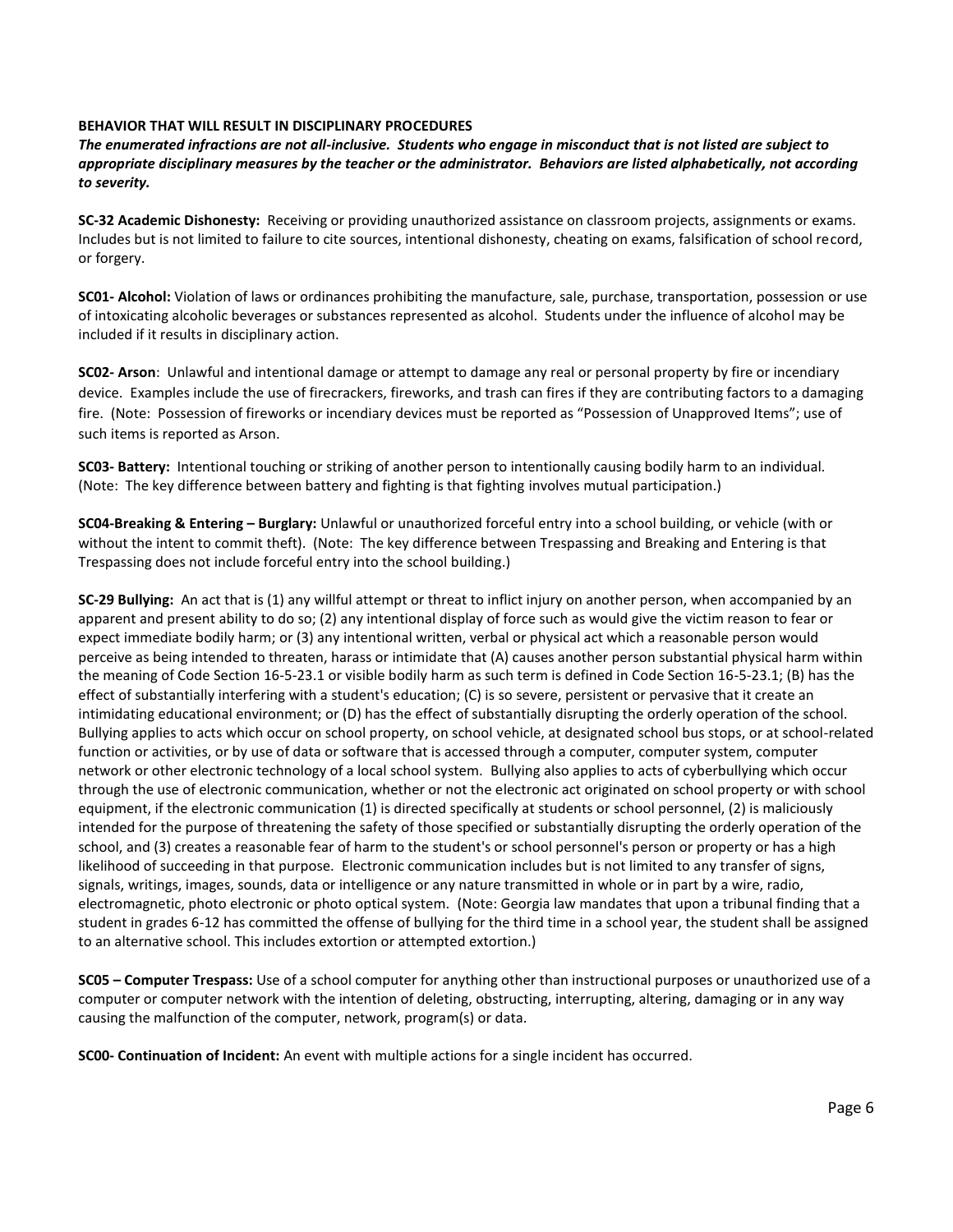**BEHAVIOR THAT WILL RESULT IN DISCIPLINARY PROCEDURES**

***The enumerated infractions are not all-inclusive. Students who engage in misconduct that is not listed are subject to appropriate disciplinary measures by the teacher or the administrator. Behaviors are listed alphabetically, not according to severity.***

**SC-32 Academic Dishonesty:** Receiving or providing unauthorized assistance on classroom projects, assignments or exams. Includes but is not limited to failure to cite sources, intentional dishonesty, cheating on exams, falsification of school record, or forgery.

**SC01- Alcohol:** Violation of laws or ordinances prohibiting the manufacture, sale, purchase, transportation, possession or use of intoxicating alcoholic beverages or substances represented as alcohol. Students under the influence of alcohol may be included if it results in disciplinary action.

**SC02- Arson**: Unlawful and intentional damage or attempt to damage any real or personal property by fire or incendiary device. Examples include the use of firecrackers, fireworks, and trash can fires if they are contributing factors to a damaging fire. (Note: Possession of fireworks or incendiary devices must be reported as "Possession of Unapproved Items"; use of such items is reported as Arson.

**SC03- Battery:** Intentional touching or striking of another person to intentionally causing bodily harm to an individual. (Note: The key difference between battery and fighting is that fighting involves mutual participation.)

**SC04-Breaking & Entering – Burglary:** Unlawful or unauthorized forceful entry into a school building, or vehicle (with or without the intent to commit theft). (Note: The key difference between Trespassing and Breaking and Entering is that Trespassing does not include forceful entry into the school building.)

**SC-29 Bullying:** An act that is (1) any willful attempt or threat to inflict injury on another person, when accompanied by an apparent and present ability to do so; (2) any intentional display of force such as would give the victim reason to fear or expect immediate bodily harm; or (3) any intentional written, verbal or physical act which a reasonable person would perceive as being intended to threaten, harass or intimidate that (A) causes another person substantial physical harm within the meaning of Code Section 16-5-23.1 or visible bodily harm as such term is defined in Code Section 16-5-23.1; (B) has the effect of substantially interfering with a student's education; (C) is so severe, persistent or pervasive that it create an intimidating educational environment; or (D) has the effect of substantially disrupting the orderly operation of the school. Bullying applies to acts which occur on school property, on school vehicle, at designated school bus stops, or at school-related function or activities, or by use of data or software that is accessed through a computer, computer system, computer network or other electronic technology of a local school system. Bullying also applies to acts of cyberbullying which occur through the use of electronic communication, whether or not the electronic act originated on school property or with school equipment, if the electronic communication (1) is directed specifically at students or school personnel, (2) is maliciously intended for the purpose of threatening the safety of those specified or substantially disrupting the orderly operation of the school, and (3) creates a reasonable fear of harm to the student's or school personnel's person or property or has a high likelihood of succeeding in that purpose. Electronic communication includes but is not limited to any transfer of signs, signals, writings, images, sounds, data or intelligence or any nature transmitted in whole or in part by a wire, radio, electromagnetic, photo electronic or photo optical system. (Note: Georgia law mandates that upon a tribunal finding that a student in grades 6-12 has committed the offense of bullying for the third time in a school year, the student shall be assigned to an alternative school. This includes extortion or attempted extortion.)

**SC05 – Computer Trespass:** Use of a school computer for anything other than instructional purposes or unauthorized use of a computer or computer network with the intention of deleting, obstructing, interrupting, altering, damaging or in any way causing the malfunction of the computer, network, program(s) or data.

**SC00- Continuation of Incident:** An event with multiple actions for a single incident has occurred.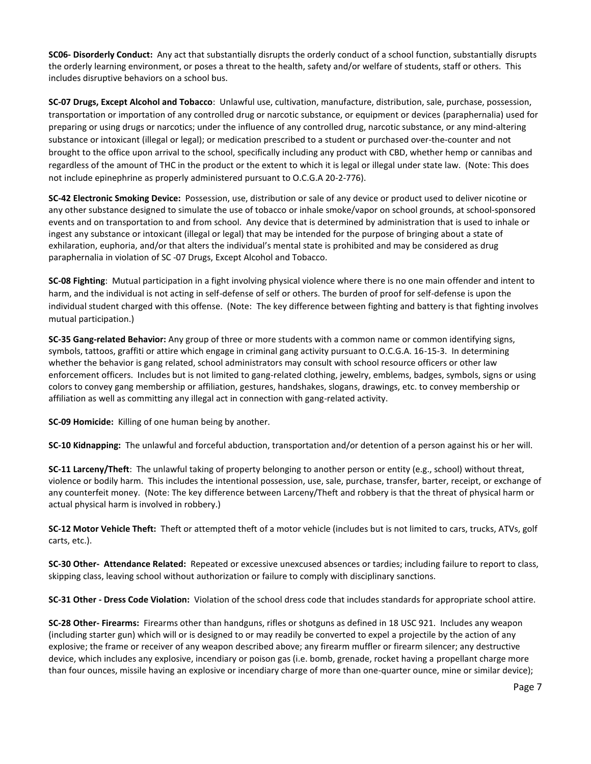**SC06- Disorderly Conduct:** Any act that substantially disrupts the orderly conduct of a school function, substantially disrupts the orderly learning environment, or poses a threat to the health, safety and/or welfare of students, staff or others. This includes disruptive behaviors on a school bus.

**SC-07 Drugs, Except Alcohol and Tobacco**: Unlawful use, cultivation, manufacture, distribution, sale, purchase, possession, transportation or importation of any controlled drug or narcotic substance, or equipment or devices (paraphernalia) used for preparing or using drugs or narcotics; under the influence of any controlled drug, narcotic substance, or any mind-altering substance or intoxicant (illegal or legal); or medication prescribed to a student or purchased over-the-counter and not brought to the office upon arrival to the school, specifically including any product with CBD, whether hemp or cannibas and regardless of the amount of THC in the product or the extent to which it is legal or illegal under state law. (Note: This does not include epinephrine as properly administered pursuant to O.C.G.A 20-2-776).

**SC-42 Electronic Smoking Device:** Possession, use, distribution or sale of any device or product used to deliver nicotine or any other substance designed to simulate the use of tobacco or inhale smoke/vapor on school grounds, at school-sponsored events and on transportation to and from school. Any device that is determined by administration that is used to inhale or ingest any substance or intoxicant (illegal or legal) that may be intended for the purpose of bringing about a state of exhilaration, euphoria, and/or that alters the individual's mental state is prohibited and may be considered as drug paraphernalia in violation of SC -07 Drugs, Except Alcohol and Tobacco.

**SC-08 Fighting**: Mutual participation in a fight involving physical violence where there is no one main offender and intent to harm, and the individual is not acting in self-defense of self or others. The burden of proof for self-defense is upon the individual student charged with this offense. (Note: The key difference between fighting and battery is that fighting involves mutual participation.)

**SC-35 Gang-related Behavior:** Any group of three or more students with a common name or common identifying signs, symbols, tattoos, graffiti or attire which engage in criminal gang activity pursuant to O.C.G.A. 16-15-3. In determining whether the behavior is gang related, school administrators may consult with school resource officers or other law enforcement officers. Includes but is not limited to gang-related clothing, jewelry, emblems, badges, symbols, signs or using colors to convey gang membership or affiliation, gestures, handshakes, slogans, drawings, etc. to convey membership or affiliation as well as committing any illegal act in connection with gang-related activity.

**SC-09 Homicide:** Killing of one human being by another.

**SC-10 Kidnapping:** The unlawful and forceful abduction, transportation and/or detention of a person against his or her will.

**SC-11 Larceny/Theft**: The unlawful taking of property belonging to another person or entity (e.g., school) without threat, violence or bodily harm. This includes the intentional possession, use, sale, purchase, transfer, barter, receipt, or exchange of any counterfeit money. (Note: The key difference between Larceny/Theft and robbery is that the threat of physical harm or actual physical harm is involved in robbery.)

**SC-12 Motor Vehicle Theft:** Theft or attempted theft of a motor vehicle (includes but is not limited to cars, trucks, ATVs, golf carts, etc.).

**SC-30 Other- Attendance Related:** Repeated or excessive unexcused absences or tardies; including failure to report to class, skipping class, leaving school without authorization or failure to comply with disciplinary sanctions.

**SC-31 Other - Dress Code Violation:** Violation of the school dress code that includes standards for appropriate school attire.

**SC-28 Other- Firearms:** Firearms other than handguns, rifles or shotguns as defined in 18 USC 921. Includes any weapon (including starter gun) which will or is designed to or may readily be converted to expel a projectile by the action of any explosive; the frame or receiver of any weapon described above; any firearm muffler or firearm silencer; any destructive device, which includes any explosive, incendiary or poison gas (i.e. bomb, grenade, rocket having a propellant charge more than four ounces, missile having an explosive or incendiary charge of more than one-quarter ounce, mine or similar device);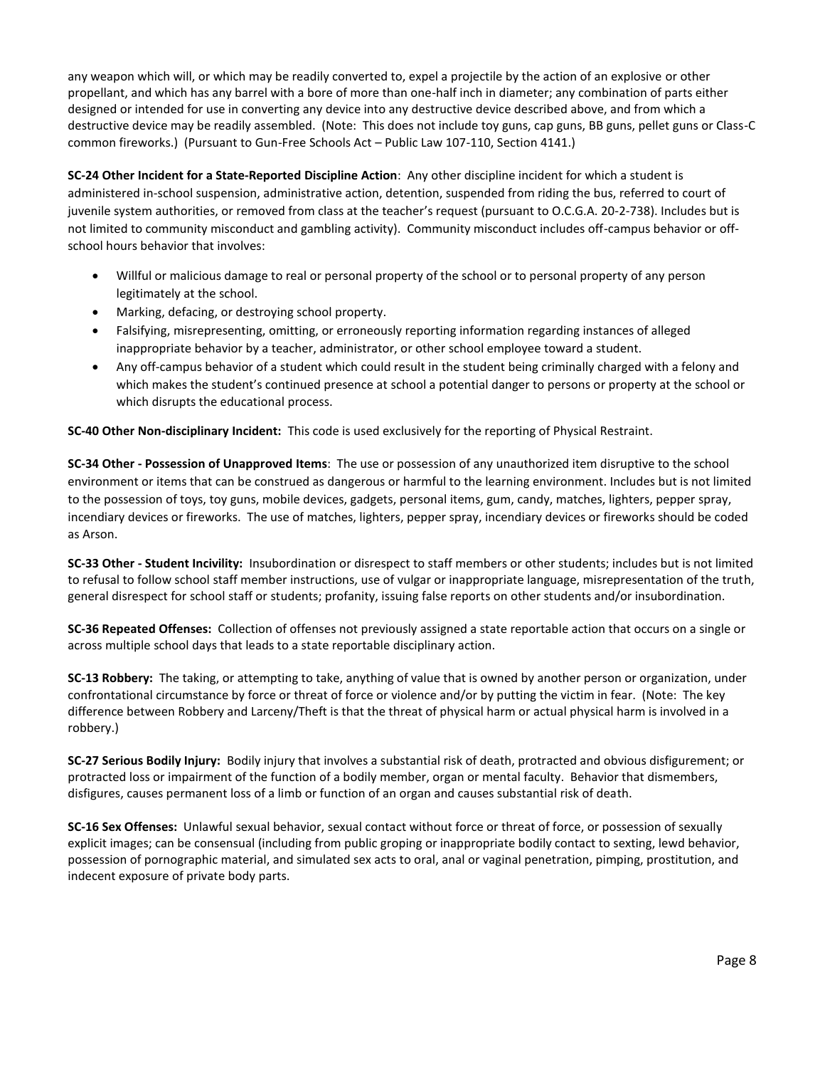any weapon which will, or which may be readily converted to, expel a projectile by the action of an explosive or other propellant, and which has any barrel with a bore of more than one-half inch in diameter; any combination of parts either designed or intended for use in converting any device into any destructive device described above, and from which a destructive device may be readily assembled. (Note: This does not include toy guns, cap guns, BB guns, pellet guns or Class-C common fireworks.) (Pursuant to Gun-Free Schools Act – Public Law 107-110, Section 4141.)

**SC-24 Other Incident for a State-Reported Discipline Action**: Any other discipline incident for which a student is administered in-school suspension, administrative action, detention, suspended from riding the bus, referred to court of juvenile system authorities, or removed from class at the teacher's request (pursuant to O.C.G.A. 20-2-738). Includes but is not limited to community misconduct and gambling activity). Community misconduct includes off-campus behavior or off-school hours behavior that involves:

- Willful or malicious damage to real or personal property of the school or to personal property of any person legitimately at the school.
- Marking, defacing, or destroying school property.
- Falsifying, misrepresenting, omitting, or erroneously reporting information regarding instances of alleged inappropriate behavior by a teacher, administrator, or other school employee toward a student.
- Any off-campus behavior of a student which could result in the student being criminally charged with a felony and which makes the student's continued presence at school a potential danger to persons or property at the school or which disrupts the educational process.

**SC-40 Other Non-disciplinary Incident:** This code is used exclusively for the reporting of Physical Restraint.

**SC-34 Other - Possession of Unapproved Items**: The use or possession of any unauthorized item disruptive to the school environment or items that can be construed as dangerous or harmful to the learning environment. Includes but is not limited to the possession of toys, toy guns, mobile devices, gadgets, personal items, gum, candy, matches, lighters, pepper spray, incendiary devices or fireworks. The use of matches, lighters, pepper spray, incendiary devices or fireworks should be coded as Arson.

**SC-33 Other - Student Incivility:** Insubordination or disrespect to staff members or other students; includes but is not limited to refusal to follow school staff member instructions, use of vulgar or inappropriate language, misrepresentation of the truth, general disrespect for school staff or students; profanity, issuing false reports on other students and/or insubordination.

**SC-36 Repeated Offenses:** Collection of offenses not previously assigned a state reportable action that occurs on a single or across multiple school days that leads to a state reportable disciplinary action.

**SC-13 Robbery:** The taking, or attempting to take, anything of value that is owned by another person or organization, under confrontational circumstance by force or threat of force or violence and/or by putting the victim in fear. (Note: The key difference between Robbery and Larceny/Theft is that the threat of physical harm or actual physical harm is involved in a robbery.)

**SC-27 Serious Bodily Injury:** Bodily injury that involves a substantial risk of death, protracted and obvious disfigurement; or protracted loss or impairment of the function of a bodily member, organ or mental faculty. Behavior that dismembers, disfigures, causes permanent loss of a limb or function of an organ and causes substantial risk of death.

**SC-16 Sex Offenses:** Unlawful sexual behavior, sexual contact without force or threat of force, or possession of sexually explicit images; can be consensual (including from public groping or inappropriate bodily contact to sexting, lewd behavior, possession of pornographic material, and simulated sex acts to oral, anal or vaginal penetration, pimping, prostitution, and indecent exposure of private body parts.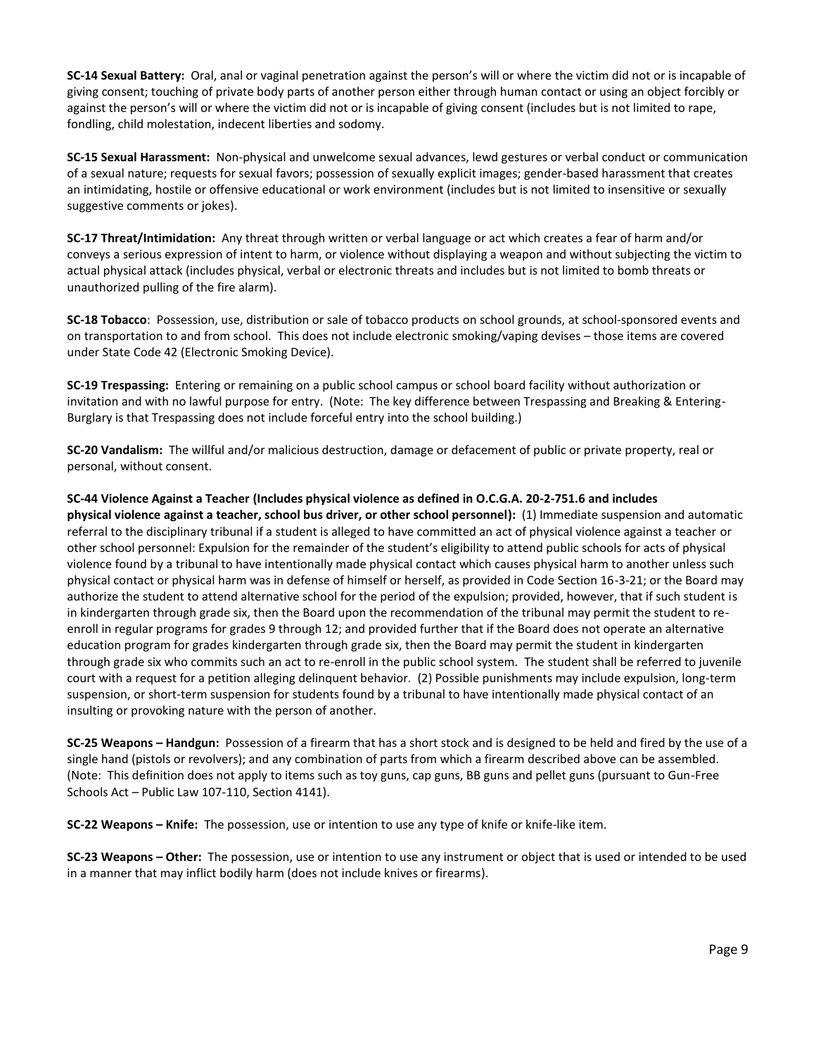**SC-14 Sexual Battery:** Oral, anal or vaginal penetration against the person's will or where the victim did not or is incapable of giving consent; touching of private body parts of another person either through human contact or using an object forcibly or against the person's will or where the victim did not or is incapable of giving consent (includes but is not limited to rape, fondling, child molestation, indecent liberties and sodomy.

**SC-15 Sexual Harassment:** Non-physical and unwelcome sexual advances, lewd gestures or verbal conduct or communication of a sexual nature; requests for sexual favors; possession of sexually explicit images; gender-based harassment that creates an intimidating, hostile or offensive educational or work environment (includes but is not limited to insensitive or sexually suggestive comments or jokes).

**SC-17 Threat/Intimidation:** Any threat through written or verbal language or act which creates a fear of harm and/or conveys a serious expression of intent to harm, or violence without displaying a weapon and without subjecting the victim to actual physical attack (includes physical, verbal or electronic threats and includes but is not limited to bomb threats or unauthorized pulling of the fire alarm).

**SC-18 Tobacco**: Possession, use, distribution or sale of tobacco products on school grounds, at school-sponsored events and on transportation to and from school. This does not include electronic smoking/vaping devises – those items are covered under State Code 42 (Electronic Smoking Device).

**SC-19 Trespassing:** Entering or remaining on a public school campus or school board facility without authorization or invitation and with no lawful purpose for entry. (Note: The key difference between Trespassing and Breaking & Entering-Burglary is that Trespassing does not include forceful entry into the school building.)

**SC-20 Vandalism:** The willful and/or malicious destruction, damage or defacement of public or private property, real or personal, without consent.

**SC-44 Violence Against a Teacher (Includes physical violence as defined in O.C.G.A. 20-2-751.6 and includes physical violence against a teacher, school bus driver, or other school personnel):** (1) Immediate suspension and automatic referral to the disciplinary tribunal if a student is alleged to have committed an act of physical violence against a teacher or other school personnel: Expulsion for the remainder of the student's eligibility to attend public schools for acts of physical violence found by a tribunal to have intentionally made physical contact which causes physical harm to another unless such physical contact or physical harm was in defense of himself or herself, as provided in Code Section 16-3-21; or the Board may authorize the student to attend alternative school for the period of the expulsion; provided, however, that if such student is in kindergarten through grade six, then the Board upon the recommendation of the tribunal may permit the student to re-enroll in regular programs for grades 9 through 12; and provided further that if the Board does not operate an alternative education program for grades kindergarten through grade six, then the Board may permit the student in kindergarten through grade six who commits such an act to re-enroll in the public school system. The student shall be referred to juvenile court with a request for a petition alleging delinquent behavior. (2) Possible punishments may include expulsion, long-term suspension, or short-term suspension for students found by a tribunal to have intentionally made physical contact of an insulting or provoking nature with the person of another.

**SC-25 Weapons – Handgun:** Possession of a firearm that has a short stock and is designed to be held and fired by the use of a single hand (pistols or revolvers); and any combination of parts from which a firearm described above can be assembled. (Note: This definition does not apply to items such as toy guns, cap guns, BB guns and pellet guns (pursuant to Gun-Free Schools Act – Public Law 107-110, Section 4141).

**SC-22 Weapons – Knife:** The possession, use or intention to use any type of knife or knife-like item.

**SC-23 Weapons – Other:** The possession, use or intention to use any instrument or object that is used or intended to be used in a manner that may inflict bodily harm (does not include knives or firearms).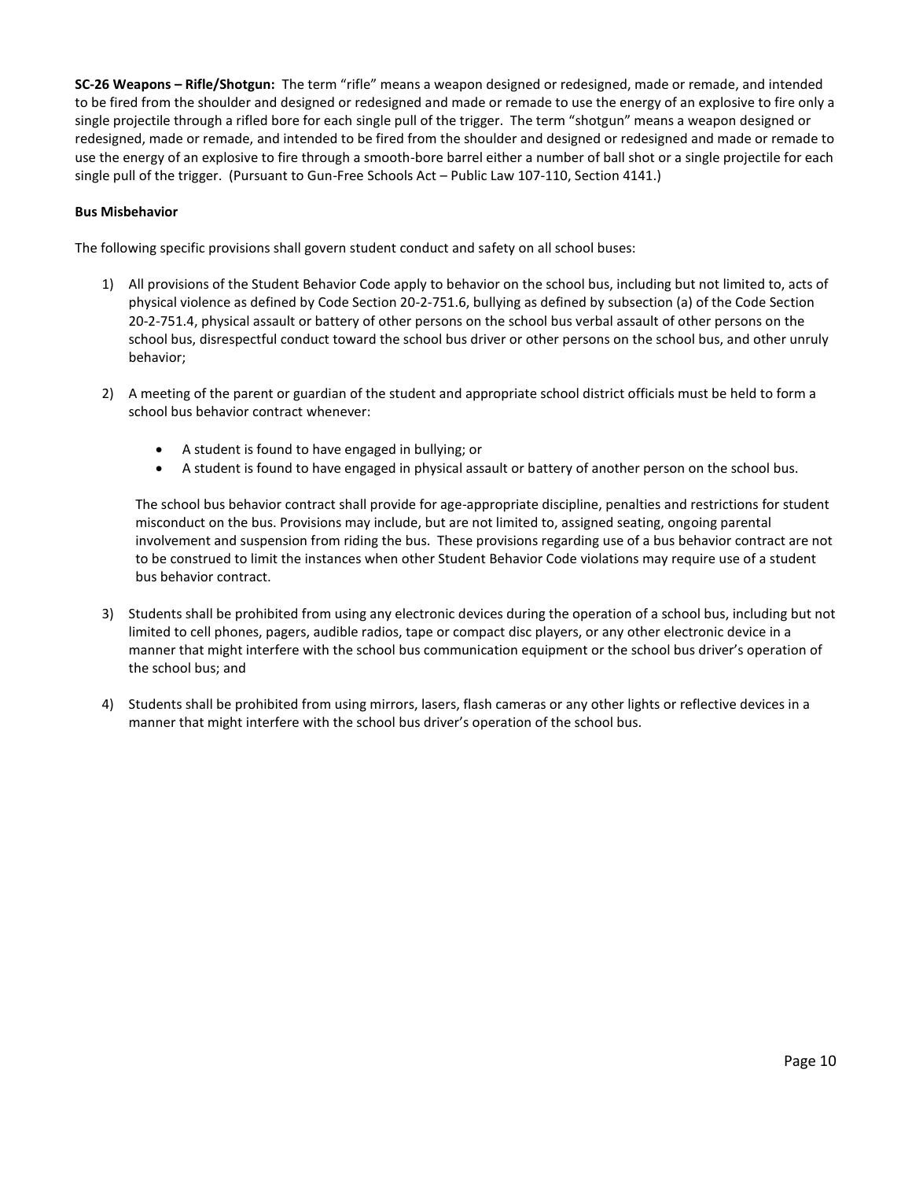**SC-26 Weapons – Rifle/Shotgun:** The term "rifle" means a weapon designed or redesigned, made or remade, and intended to be fired from the shoulder and designed or redesigned and made or remade to use the energy of an explosive to fire only a single projectile through a rifled bore for each single pull of the trigger. The term "shotgun" means a weapon designed or redesigned, made or remade, and intended to be fired from the shoulder and designed or redesigned and made or remade to use the energy of an explosive to fire through a smooth-bore barrel either a number of ball shot or a single projectile for each single pull of the trigger. (Pursuant to Gun-Free Schools Act – Public Law 107-110, Section 4141.)

**Bus Misbehavior**

The following specific provisions shall govern student conduct and safety on all school buses:

1) All provisions of the Student Behavior Code apply to behavior on the school bus, including but not limited to, acts of physical violence as defined by Code Section 20-2-751.6, bullying as defined by subsection (a) of the Code Section 20-2-751.4, physical assault or battery of other persons on the school bus verbal assault of other persons on the school bus, disrespectful conduct toward the school bus driver or other persons on the school bus, and other unruly behavior;

2) A meeting of the parent or guardian of the student and appropriate school district officials must be held to form a school bus behavior contract whenever:

   - A student is found to have engaged in bullying; or
   - A student is found to have engaged in physical assault or battery of another person on the school bus.

   The school bus behavior contract shall provide for age-appropriate discipline, penalties and restrictions for student misconduct on the bus. Provisions may include, but are not limited to, assigned seating, ongoing parental involvement and suspension from riding the bus. These provisions regarding use of a bus behavior contract are not to be construed to limit the instances when other Student Behavior Code violations may require use of a student bus behavior contract.

3) Students shall be prohibited from using any electronic devices during the operation of a school bus, including but not limited to cell phones, pagers, audible radios, tape or compact disc players, or any other electronic device in a manner that might interfere with the school bus communication equipment or the school bus driver's operation of the school bus; and

4) Students shall be prohibited from using mirrors, lasers, flash cameras or any other lights or reflective devices in a manner that might interfere with the school bus driver's operation of the school bus.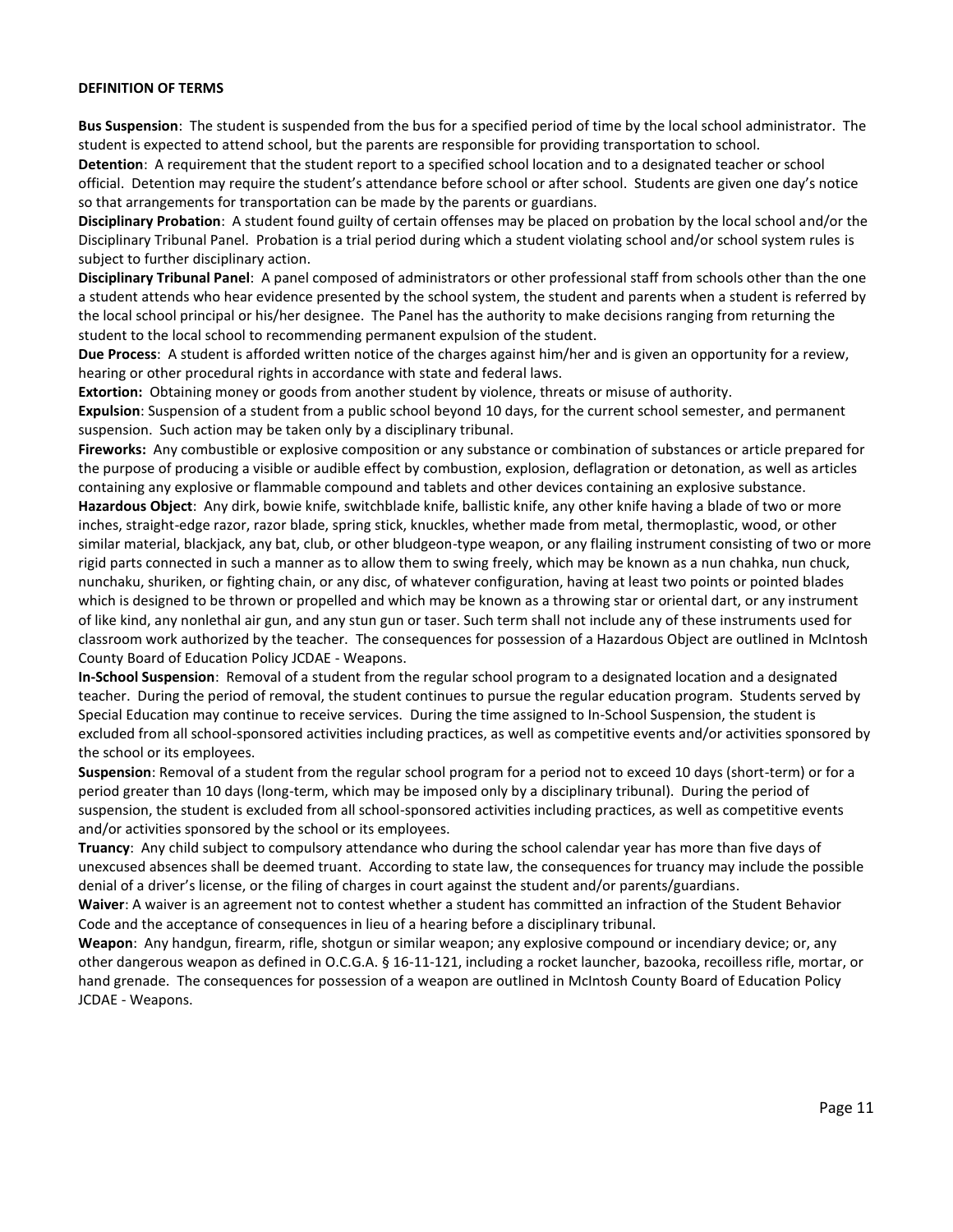**DEFINITION OF TERMS**

**Bus Suspension**: The student is suspended from the bus for a specified period of time by the local school administrator. The student is expected to attend school, but the parents are responsible for providing transportation to school.

**Detention**: A requirement that the student report to a specified school location and to a designated teacher or school official. Detention may require the student's attendance before school or after school. Students are given one day's notice so that arrangements for transportation can be made by the parents or guardians.

**Disciplinary Probation**: A student found guilty of certain offenses may be placed on probation by the local school and/or the Disciplinary Tribunal Panel. Probation is a trial period during which a student violating school and/or school system rules is subject to further disciplinary action.

**Disciplinary Tribunal Panel**: A panel composed of administrators or other professional staff from schools other than the one a student attends who hear evidence presented by the school system, the student and parents when a student is referred by the local school principal or his/her designee. The Panel has the authority to make decisions ranging from returning the student to the local school to recommending permanent expulsion of the student.

**Due Process**: A student is afforded written notice of the charges against him/her and is given an opportunity for a review, hearing or other procedural rights in accordance with state and federal laws.

**Extortion:** Obtaining money or goods from another student by violence, threats or misuse of authority.

**Expulsion**: Suspension of a student from a public school beyond 10 days, for the current school semester, and permanent suspension. Such action may be taken only by a disciplinary tribunal.

**Fireworks:** Any combustible or explosive composition or any substance or combination of substances or article prepared for the purpose of producing a visible or audible effect by combustion, explosion, deflagration or detonation, as well as articles containing any explosive or flammable compound and tablets and other devices containing an explosive substance.

**Hazardous Object**: Any dirk, bowie knife, switchblade knife, ballistic knife, any other knife having a blade of two or more inches, straight-edge razor, razor blade, spring stick, knuckles, whether made from metal, thermoplastic, wood, or other similar material, blackjack, any bat, club, or other bludgeon-type weapon, or any flailing instrument consisting of two or more rigid parts connected in such a manner as to allow them to swing freely, which may be known as a nun chahka, nun chuck, nunchaku, shuriken, or fighting chain, or any disc, of whatever configuration, having at least two points or pointed blades which is designed to be thrown or propelled and which may be known as a throwing star or oriental dart, or any instrument of like kind, any nonlethal air gun, and any stun gun or taser. Such term shall not include any of these instruments used for classroom work authorized by the teacher. The consequences for possession of a Hazardous Object are outlined in McIntosh County Board of Education Policy JCDAE - Weapons.

**In-School Suspension**: Removal of a student from the regular school program to a designated location and a designated teacher. During the period of removal, the student continues to pursue the regular education program. Students served by Special Education may continue to receive services. During the time assigned to In-School Suspension, the student is excluded from all school-sponsored activities including practices, as well as competitive events and/or activities sponsored by the school or its employees.

**Suspension**: Removal of a student from the regular school program for a period not to exceed 10 days (short-term) or for a period greater than 10 days (long-term, which may be imposed only by a disciplinary tribunal). During the period of suspension, the student is excluded from all school-sponsored activities including practices, as well as competitive events and/or activities sponsored by the school or its employees.

**Truancy**: Any child subject to compulsory attendance who during the school calendar year has more than five days of unexcused absences shall be deemed truant. According to state law, the consequences for truancy may include the possible denial of a driver's license, or the filing of charges in court against the student and/or parents/guardians.

**Waiver**: A waiver is an agreement not to contest whether a student has committed an infraction of the Student Behavior Code and the acceptance of consequences in lieu of a hearing before a disciplinary tribunal.

**Weapon**: Any handgun, firearm, rifle, shotgun or similar weapon; any explosive compound or incendiary device; or, any other dangerous weapon as defined in O.C.G.A. § 16-11-121, including a rocket launcher, bazooka, recoilless rifle, mortar, or hand grenade. The consequences for possession of a weapon are outlined in McIntosh County Board of Education Policy JCDAE - Weapons.